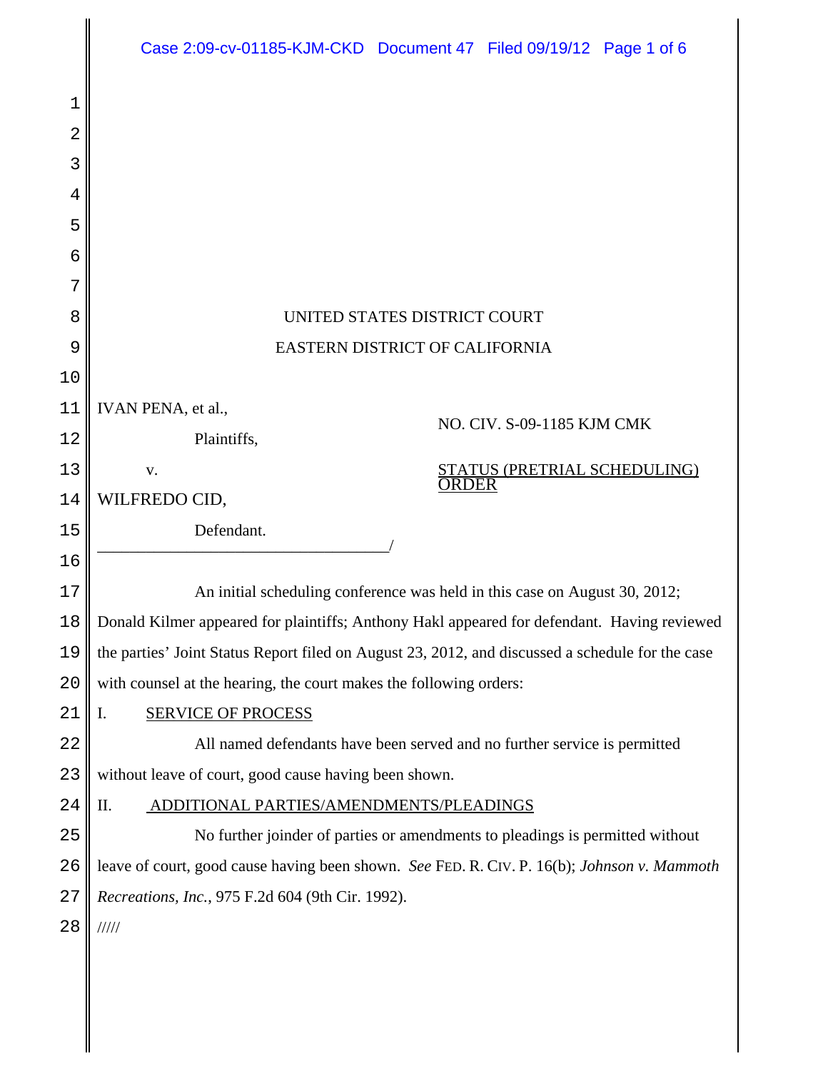UNITED STATES DISTRICT COURT

EASTERN DISTRICT OF CALIFORNIA

IVAN PENA, et al.,

Plaintiffs,

v.

WILFREDO CID,

Defendant.

NO. CIV. S-09-1185 KJM CMK

STATUS (PRETRIAL SCHEDULING) ORDER

An initial scheduling conference was held in this case on August 30, 2012; Donald Kilmer appeared for plaintiffs; Anthony Hakl appeared for defendant. Having reviewed the parties' Joint Status Report filed on August 23, 2012, and discussed a schedule for the case with counsel at the hearing, the court makes the following orders:

## I. SERVICE OF PROCESS

All named defendants have been served and no further service is permitted without leave of court, good cause having been shown.

## II. ADDITIONAL PARTIES/AMENDMENTS/PLEADINGS

No further joinder of parties or amendments to pleadings is permitted without leave of court, good cause having been shown. *See* FED. R. CIV. P. 16(b); *Johnson v. Mammoth Recreations, Inc.*, 975 F.2d 604 (9th Cir. 1992).

/////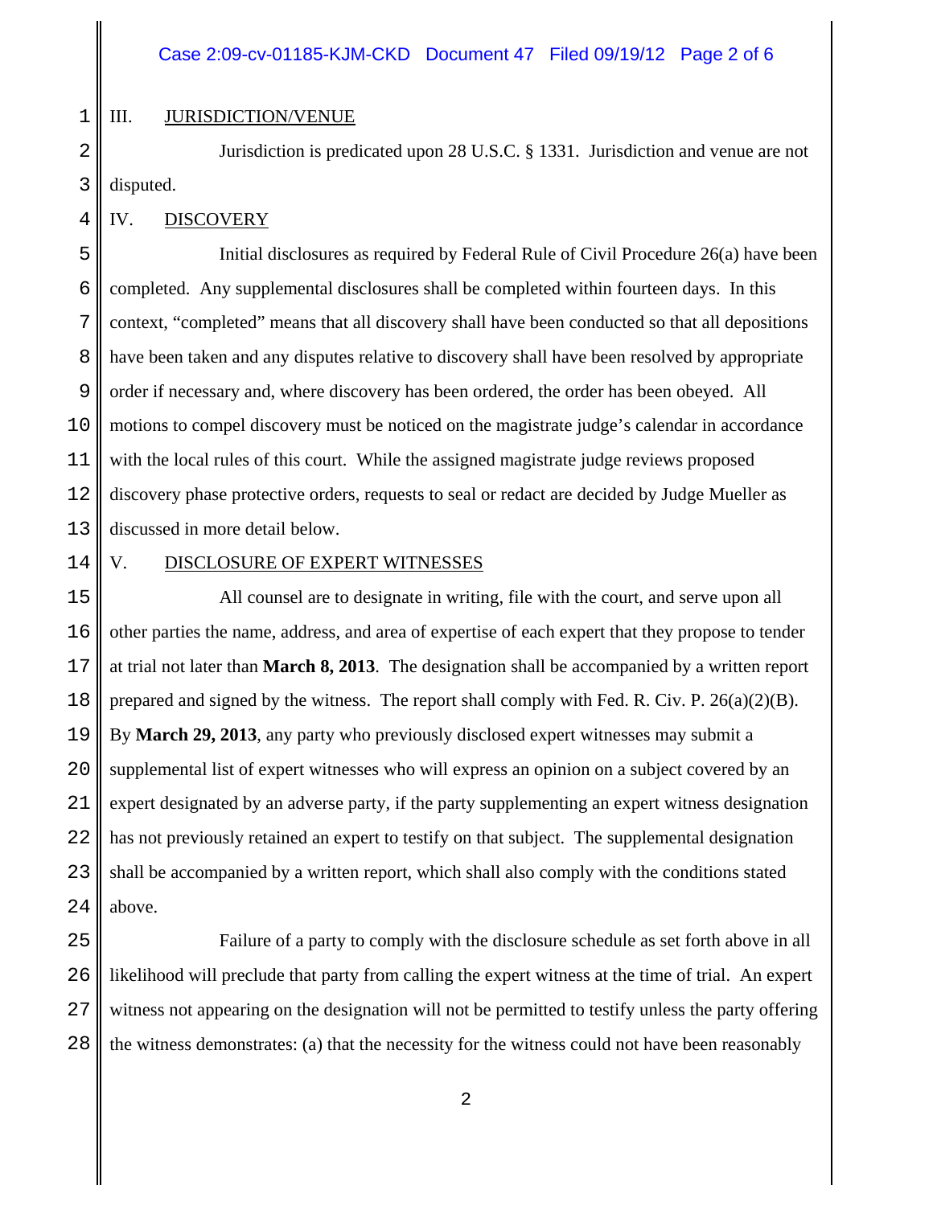## III. JURISDICTION/VENUE

Jurisdiction is predicated upon 28 U.S.C. § 1331. Jurisdiction and venue are not disputed.

## IV. DISCOVERY

Initial disclosures as required by Federal Rule of Civil Procedure 26(a) have been completed. Any supplemental disclosures shall be completed within fourteen days. In this context, "completed" means that all discovery shall have been conducted so that all depositions have been taken and any disputes relative to discovery shall have been resolved by appropriate order if necessary and, where discovery has been ordered, the order has been obeyed. All motions to compel discovery must be noticed on the magistrate judge's calendar in accordance with the local rules of this court. While the assigned magistrate judge reviews proposed discovery phase protective orders, requests to seal or redact are decided by Judge Mueller as discussed in more detail below.

## V. DISCLOSURE OF EXPERT WITNESSES

All counsel are to designate in writing, file with the court, and serve upon all other parties the name, address, and area of expertise of each expert that they propose to tender at trial not later than **March 8, 2013**. The designation shall be accompanied by a written report prepared and signed by the witness. The report shall comply with Fed. R. Civ. P. 26(a)(2)(B). By **March 29, 2013**, any party who previously disclosed expert witnesses may submit a supplemental list of expert witnesses who will express an opinion on a subject covered by an expert designated by an adverse party, if the party supplementing an expert witness designation has not previously retained an expert to testify on that subject. The supplemental designation shall be accompanied by a written report, which shall also comply with the conditions stated above.

Failure of a party to comply with the disclosure schedule as set forth above in all likelihood will preclude that party from calling the expert witness at the time of trial. An expert witness not appearing on the designation will not be permitted to testify unless the party offering the witness demonstrates: (a) that the necessity for the witness could not have been reasonably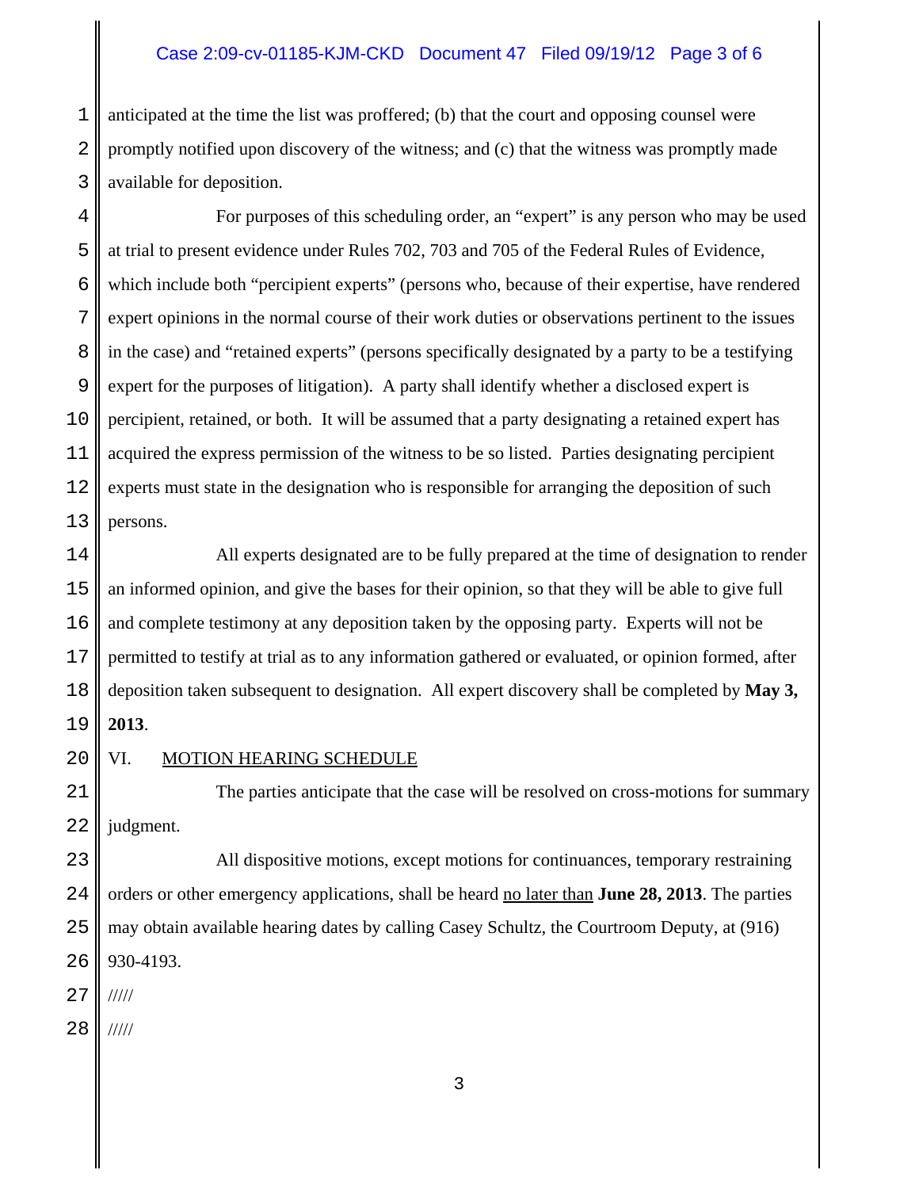anticipated at the time the list was proffered; (b) that the court and opposing counsel were promptly notified upon discovery of the witness; and (c) that the witness was promptly made available for deposition.

For purposes of this scheduling order, an "expert" is any person who may be used at trial to present evidence under Rules 702, 703 and 705 of the Federal Rules of Evidence, which include both "percipient experts" (persons who, because of their expertise, have rendered expert opinions in the normal course of their work duties or observations pertinent to the issues in the case) and "retained experts" (persons specifically designated by a party to be a testifying expert for the purposes of litigation). A party shall identify whether a disclosed expert is percipient, retained, or both. It will be assumed that a party designating a retained expert has acquired the express permission of the witness to be so listed. Parties designating percipient experts must state in the designation who is responsible for arranging the deposition of such persons.

All experts designated are to be fully prepared at the time of designation to render an informed opinion, and give the bases for their opinion, so that they will be able to give full and complete testimony at any deposition taken by the opposing party. Experts will not be permitted to testify at trial as to any information gathered or evaluated, or opinion formed, after deposition taken subsequent to designation. All expert discovery shall be completed by **May 3, 2013**.

## VI. MOTION HEARING SCHEDULE

The parties anticipate that the case will be resolved on cross-motions for summary judgment.

All dispositive motions, except motions for continuances, temporary restraining orders or other emergency applications, shall be heard no later than **June 28, 2013**. The parties may obtain available hearing dates by calling Casey Schultz, the Courtroom Deputy, at (916) 930-4193.

/////

/////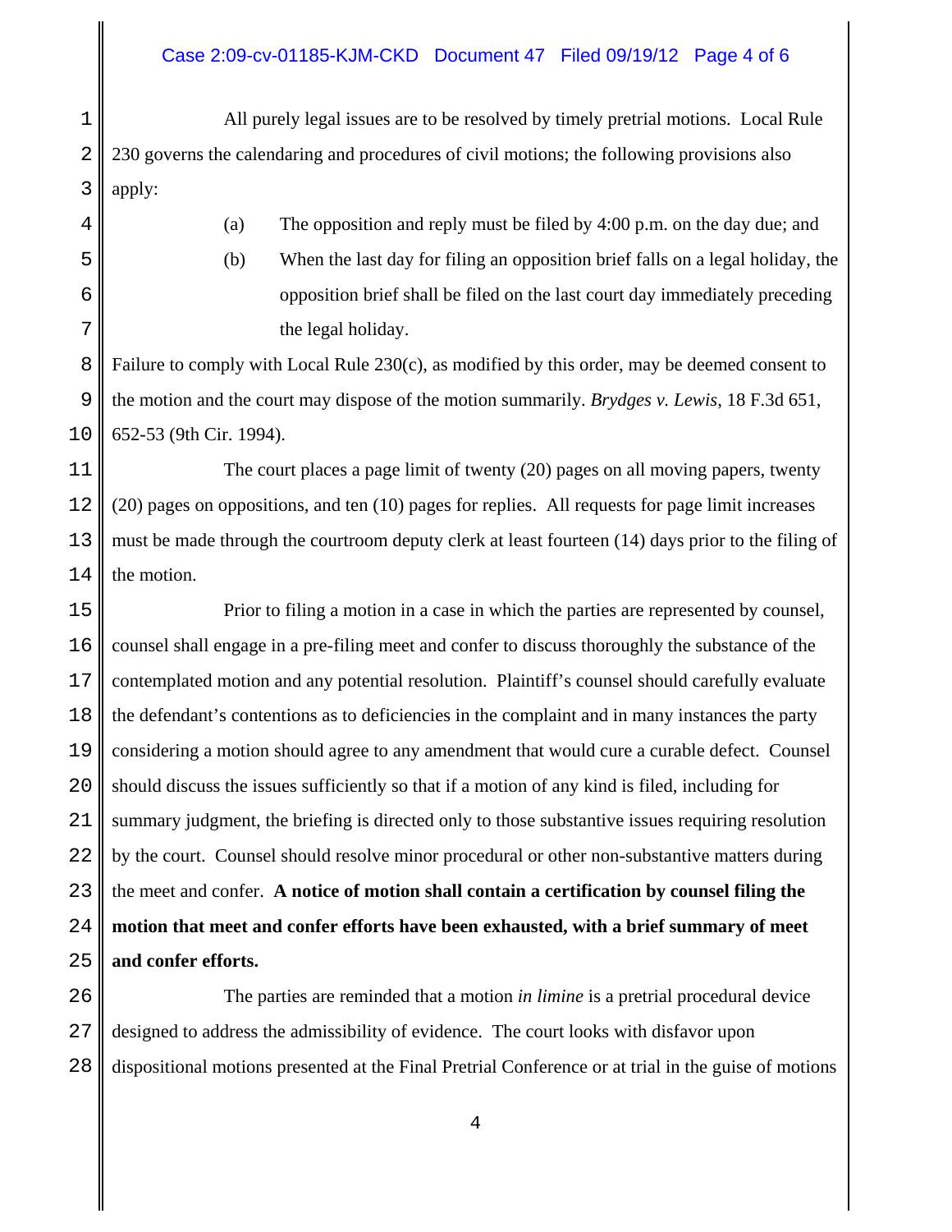All purely legal issues are to be resolved by timely pretrial motions. Local Rule 230 governs the calendaring and procedures of civil motions; the following provisions also apply:

(a) The opposition and reply must be filed by 4:00 p.m. on the day due; and

(b) When the last day for filing an opposition brief falls on a legal holiday, the opposition brief shall be filed on the last court day immediately preceding the legal holiday.

Failure to comply with Local Rule 230(c), as modified by this order, may be deemed consent to the motion and the court may dispose of the motion summarily. *Brydges v. Lewis*, 18 F.3d 651, 652-53 (9th Cir. 1994).

The court places a page limit of twenty (20) pages on all moving papers, twenty (20) pages on oppositions, and ten (10) pages for replies. All requests for page limit increases must be made through the courtroom deputy clerk at least fourteen (14) days prior to the filing of the motion.

Prior to filing a motion in a case in which the parties are represented by counsel, counsel shall engage in a pre-filing meet and confer to discuss thoroughly the substance of the contemplated motion and any potential resolution. Plaintiff's counsel should carefully evaluate the defendant's contentions as to deficiencies in the complaint and in many instances the party considering a motion should agree to any amendment that would cure a curable defect. Counsel should discuss the issues sufficiently so that if a motion of any kind is filed, including for summary judgment, the briefing is directed only to those substantive issues requiring resolution by the court. Counsel should resolve minor procedural or other non-substantive matters during the meet and confer. **A notice of motion shall contain a certification by counsel filing the motion that meet and confer efforts have been exhausted, with a brief summary of meet and confer efforts.**

The parties are reminded that a motion *in limine* is a pretrial procedural device designed to address the admissibility of evidence. The court looks with disfavor upon dispositional motions presented at the Final Pretrial Conference or at trial in the guise of motions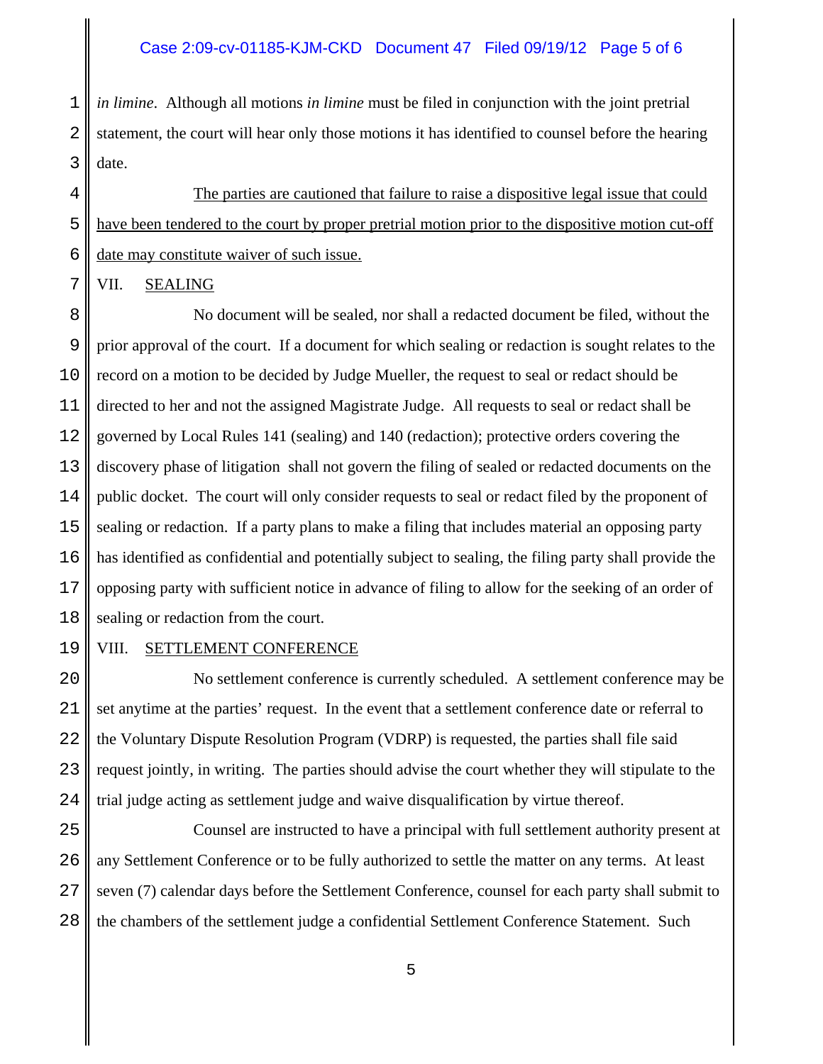*in limine*. Although all motions *in limine* must be filed in conjunction with the joint pretrial statement, the court will hear only those motions it has identified to counsel before the hearing date.

The parties are cautioned that failure to raise a dispositive legal issue that could have been tendered to the court by proper pretrial motion prior to the dispositive motion cut-off date may constitute waiver of such issue.

## VII. SEALING

No document will be sealed, nor shall a redacted document be filed, without the prior approval of the court. If a document for which sealing or redaction is sought relates to the record on a motion to be decided by Judge Mueller, the request to seal or redact should be directed to her and not the assigned Magistrate Judge. All requests to seal or redact shall be governed by Local Rules 141 (sealing) and 140 (redaction); protective orders covering the discovery phase of litigation shall not govern the filing of sealed or redacted documents on the public docket. The court will only consider requests to seal or redact filed by the proponent of sealing or redaction. If a party plans to make a filing that includes material an opposing party has identified as confidential and potentially subject to sealing, the filing party shall provide the opposing party with sufficient notice in advance of filing to allow for the seeking of an order of sealing or redaction from the court.

## VIII. SETTLEMENT CONFERENCE

No settlement conference is currently scheduled. A settlement conference may be set anytime at the parties' request. In the event that a settlement conference date or referral to the Voluntary Dispute Resolution Program (VDRP) is requested, the parties shall file said request jointly, in writing. The parties should advise the court whether they will stipulate to the trial judge acting as settlement judge and waive disqualification by virtue thereof.

Counsel are instructed to have a principal with full settlement authority present at any Settlement Conference or to be fully authorized to settle the matter on any terms. At least seven (7) calendar days before the Settlement Conference, counsel for each party shall submit to the chambers of the settlement judge a confidential Settlement Conference Statement. Such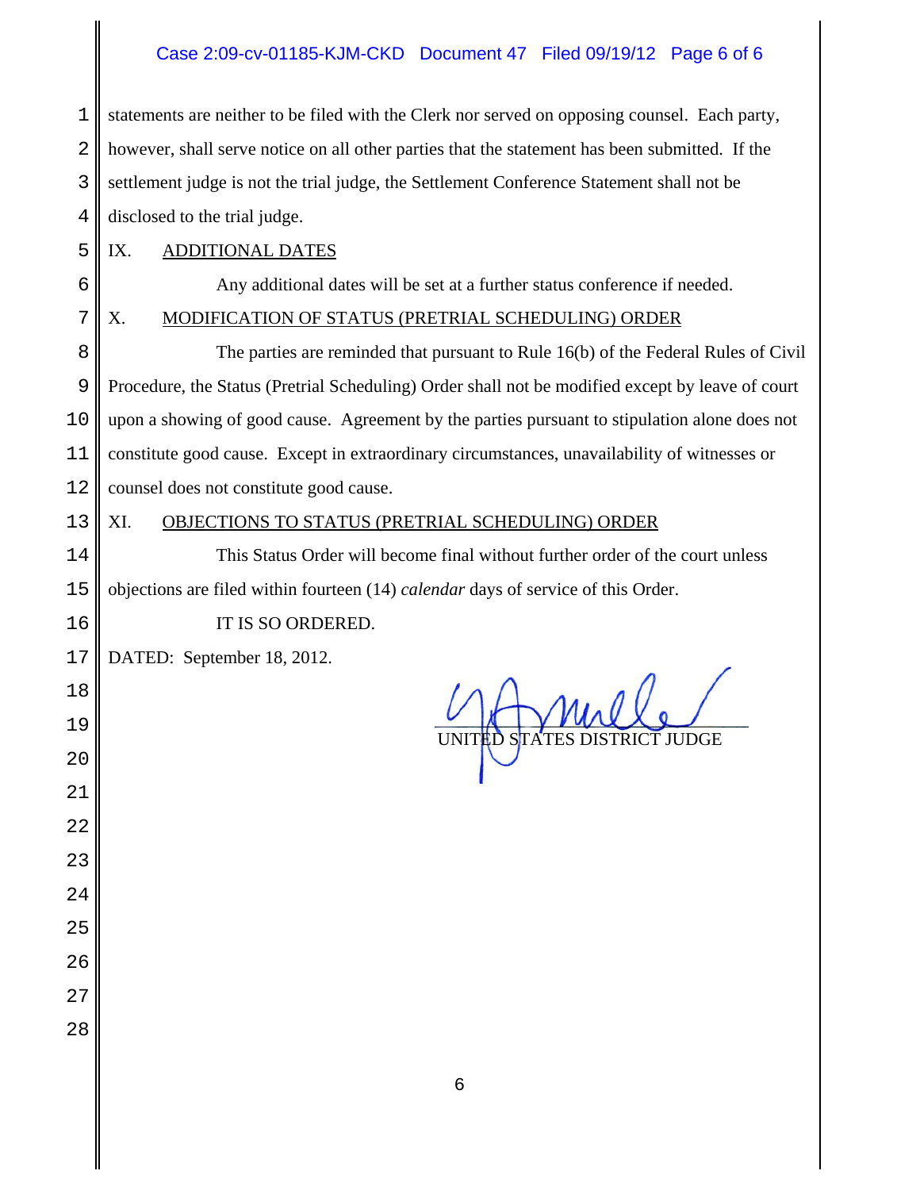statements are neither to be filed with the Clerk nor served on opposing counsel. Each party, however, shall serve notice on all other parties that the statement has been submitted. If the settlement judge is not the trial judge, the Settlement Conference Statement shall not be disclosed to the trial judge.

IX. ADDITIONAL DATES

Any additional dates will be set at a further status conference if needed.

X. MODIFICATION OF STATUS (PRETRIAL SCHEDULING) ORDER

The parties are reminded that pursuant to Rule 16(b) of the Federal Rules of Civil Procedure, the Status (Pretrial Scheduling) Order shall not be modified except by leave of court upon a showing of good cause. Agreement by the parties pursuant to stipulation alone does not constitute good cause. Except in extraordinary circumstances, unavailability of witnesses or counsel does not constitute good cause.

XI. OBJECTIONS TO STATUS (PRETRIAL SCHEDULING) ORDER

This Status Order will become final without further order of the court unless objections are filed within fourteen (14) *calendar* days of service of this Order.

IT IS SO ORDERED.

DATED: September 18, 2012.

UNITED STATES DISTRICT JUDGE